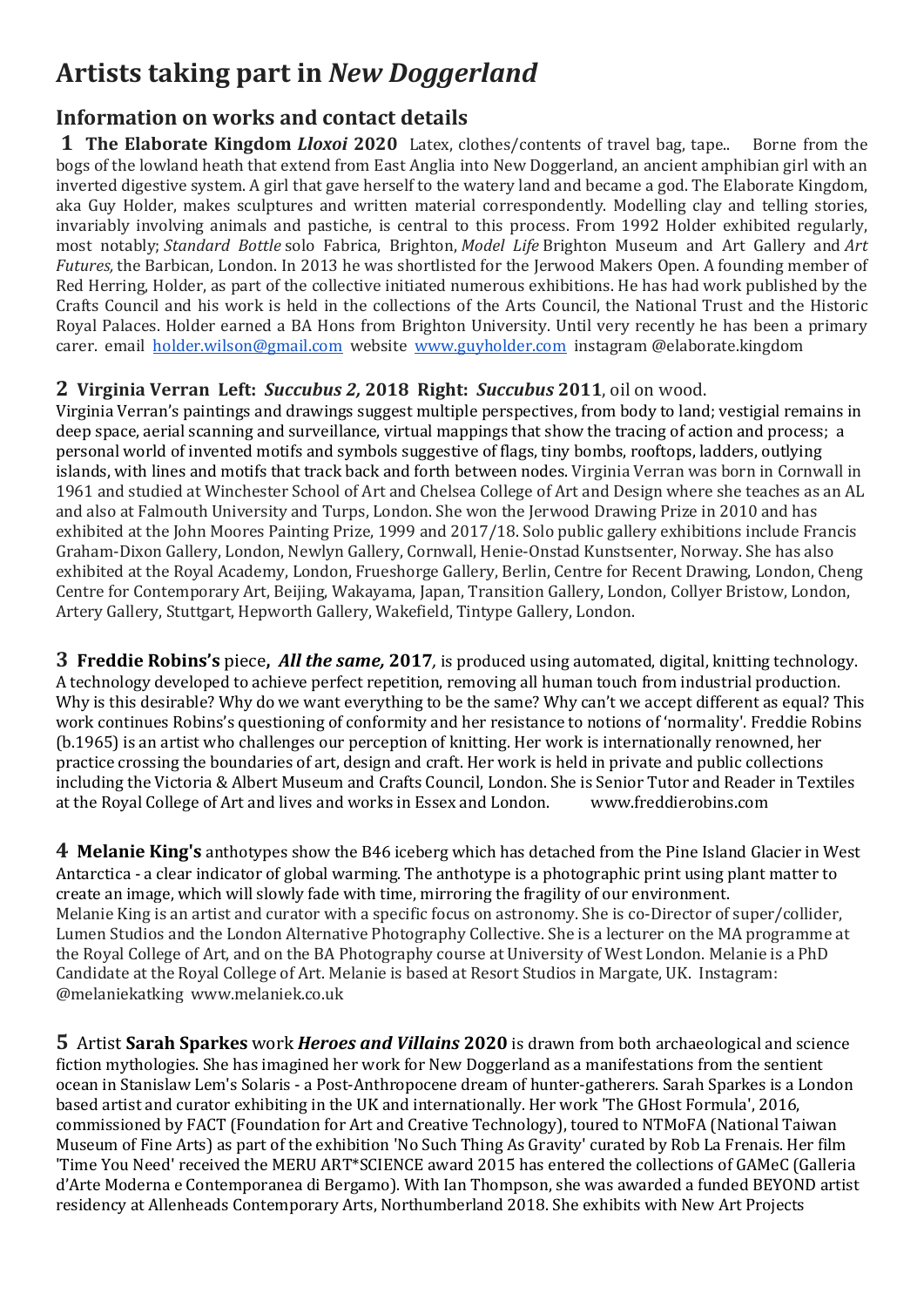# Artists taking part in *New Doggerland*

## Information on works and contact details

**1 The Elaborate Kingdom *Lloxoi* 2020** Latex, clothes/contents of travel bag, tape.. Borne from the bogs of the lowland heath that extend from East Anglia into New Doggerland, an ancient amphibian girl with an inverted digestive system. A girl that gave herself to the watery land and became a god. The Elaborate Kingdom, aka Guy Holder, makes sculptures and written material correspondently. Modelling clay and telling stories, invariably involving animals and pastiche, is central to this process. From 1992 Holder exhibited regularly, most notably; *Standard Bottle* solo Fabrica, Brighton, *Model Life* Brighton Museum and Art Gallery and *Art Futures,* the Barbican, London. In 2013 he was shortlisted for the Jerwood Makers Open. A founding member of Red Herring, Holder, as part of the collective initiated numerous exhibitions. He has had work published by the Crafts Council and his work is held in the collections of the Arts Council, the National Trust and the Historic Royal Palaces. Holder earned a BA Hons from Brighton University. Until very recently he has been a primary carer. email holder.wilson@gmail.com website www.guyholder.com instagram @elaborate.kingdom

**2 Virginia Verran Left: *Succubus 2,* 2018 Right: *Succubus* 2011**, oil on wood.
Virginia Verran's paintings and drawings suggest multiple perspectives, from body to land; vestigial remains in deep space, aerial scanning and surveillance, virtual mappings that show the tracing of action and process; a personal world of invented motifs and symbols suggestive of flags, tiny bombs, rooftops, ladders, outlying islands, with lines and motifs that track back and forth between nodes. Virginia Verran was born in Cornwall in 1961 and studied at Winchester School of Art and Chelsea College of Art and Design where she teaches as an AL and also at Falmouth University and Turps, London. She won the Jerwood Drawing Prize in 2010 and has exhibited at the John Moores Painting Prize, 1999 and 2017/18. Solo public gallery exhibitions include Francis Graham-Dixon Gallery, London, Newlyn Gallery, Cornwall, Henie-Onstad Kunstsenter, Norway. She has also exhibited at the Royal Academy, London, Frueshorge Gallery, Berlin, Centre for Recent Drawing, London, Cheng Centre for Contemporary Art, Beijing, Wakayama, Japan, Transition Gallery, London, Collyer Bristow, London, Artery Gallery, Stuttgart, Hepworth Gallery, Wakefield, Tintype Gallery, London.

**3 Freddie Robins's** piece**, *All the same,* 2017***,* is produced using automated, digital, knitting technology. A technology developed to achieve perfect repetition, removing all human touch from industrial production. Why is this desirable? Why do we want everything to be the same? Why can't we accept different as equal? This work continues Robins's questioning of conformity and her resistance to notions of 'normality'. Freddie Robins (b.1965) is an artist who challenges our perception of knitting. Her work is internationally renowned, her practice crossing the boundaries of art, design and craft. Her work is held in private and public collections including the Victoria & Albert Museum and Crafts Council, London. She is Senior Tutor and Reader in Textiles at the Royal College of Art and lives and works in Essex and London. www.freddierobins.com

**4 Melanie King's** anthotypes show the B46 iceberg which has detached from the Pine Island Glacier in West Antarctica - a clear indicator of global warming. The anthotype is a photographic print using plant matter to create an image, which will slowly fade with time, mirroring the fragility of our environment.
Melanie King is an artist and curator with a specific focus on astronomy. She is co-Director of super/collider, Lumen Studios and the London Alternative Photography Collective. She is a lecturer on the MA programme at the Royal College of Art, and on the BA Photography course at University of West London. Melanie is a PhD Candidate at the Royal College of Art. Melanie is based at Resort Studios in Margate, UK. Instagram: @melaniekatking www.melaniek.co.uk

**5** Artist **Sarah Sparkes** work ***Heroes and Villains* 2020** is drawn from both archaeological and science fiction mythologies. She has imagined her work for New Doggerland as a manifestations from the sentient ocean in Stanislaw Lem's Solaris - a Post-Anthropocene dream of hunter-gatherers. Sarah Sparkes is a London based artist and curator exhibiting in the UK and internationally. Her work 'The GHost Formula', 2016, commissioned by FACT (Foundation for Art and Creative Technology), toured to NTMoFA (National Taiwan Museum of Fine Arts) as part of the exhibition 'No Such Thing As Gravity' curated by Rob La Frenais. Her film 'Time You Need' received the MERU ART*SCIENCE award 2015 has entered the collections of GAMeC (Galleria d'Arte Moderna e Contemporanea di Bergamo). With Ian Thompson, she was awarded a funded BEYOND artist residency at Allenheads Contemporary Arts, Northumberland 2018. She exhibits with New Art Projects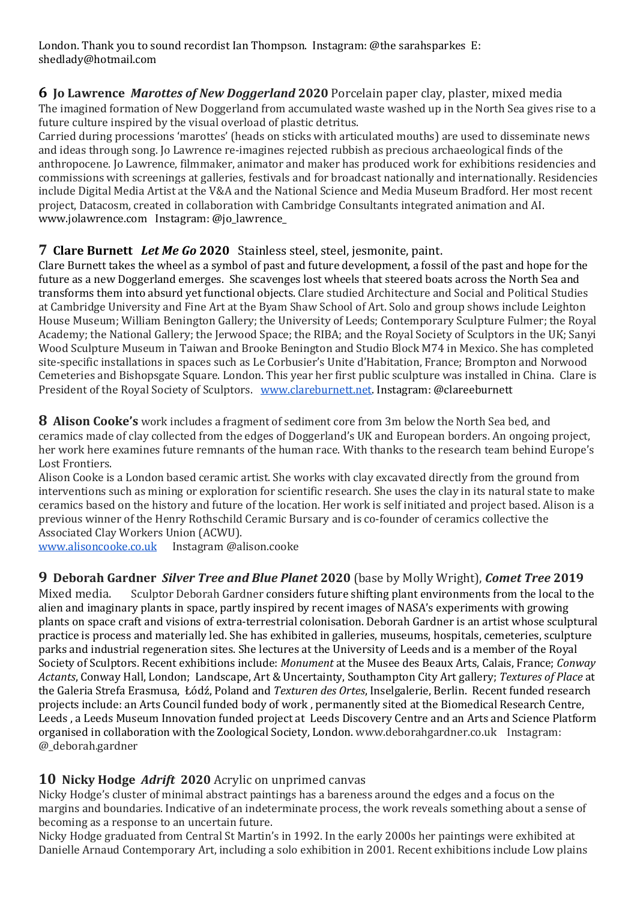London. Thank you to sound recordist Ian Thompson. Instagram: @the sarahsparkes E: shedlady@hotmail.com

**6 Jo Lawrence** ***Marottes of New Doggerland*** **2020** Porcelain paper clay, plaster, mixed media
The imagined formation of New Doggerland from accumulated waste washed up in the North Sea gives rise to a future culture inspired by the visual overload of plastic detritus.
Carried during processions 'marottes' (heads on sticks with articulated mouths) are used to disseminate news and ideas through song. Jo Lawrence re-imagines rejected rubbish as precious archaeological finds of the anthropocene. Jo Lawrence, filmmaker, animator and maker has produced work for exhibitions residencies and commissions with screenings at galleries, festivals and for broadcast nationally and internationally. Residencies include Digital Media Artist at the V&A and the National Science and Media Museum Bradford. Her most recent project, Datacosm, created in collaboration with Cambridge Consultants integrated animation and AI.
www.jolawrence.com Instagram: @jo_lawrence_

**7 Clare Burnett** ***Let Me Go*** **2020** Stainless steel, steel, jesmonite, paint.
Clare Burnett takes the wheel as a symbol of past and future development, a fossil of the past and hope for the future as a new Doggerland emerges. She scavenges lost wheels that steered boats across the North Sea and transforms them into absurd yet functional objects. Clare studied Architecture and Social and Political Studies at Cambridge University and Fine Art at the Byam Shaw School of Art. Solo and group shows include Leighton House Museum; William Benington Gallery; the University of Leeds; Contemporary Sculpture Fulmer; the Royal Academy; the National Gallery; the Jerwood Space; the RIBA; and the Royal Society of Sculptors in the UK; Sanyi Wood Sculpture Museum in Taiwan and Brooke Benington and Studio Block M74 in Mexico. She has completed site-specific installations in spaces such as Le Corbusier's Unite d'Habitation, France; Brompton and Norwood Cemeteries and Bishopsgate Square. London. This year her first public sculpture was installed in China. Clare is President of the Royal Society of Sculptors. www.clareburnett.net. Instagram: @clareeburnett

**8 Alison Cooke's** work includes a fragment of sediment core from 3m below the North Sea bed, and ceramics made of clay collected from the edges of Doggerland's UK and European borders. An ongoing project, her work here examines future remnants of the human race. With thanks to the research team behind Europe's Lost Frontiers.
Alison Cooke is a London based ceramic artist. She works with clay excavated directly from the ground from interventions such as mining or exploration for scientific research. She uses the clay in its natural state to make ceramics based on the history and future of the location. Her work is self initiated and project based. Alison is a previous winner of the Henry Rothschild Ceramic Bursary and is co-founder of ceramics collective the Associated Clay Workers Union (ACWU).
www.alisoncooke.co.uk Instagram @alison.cooke

**9 Deborah Gardner** ***Silver Tree and Blue Planet*** **2020** (base by Molly Wright), ***Comet Tree*** **2019**
Mixed media. Sculptor Deborah Gardner considers future shifting plant environments from the local to the alien and imaginary plants in space, partly inspired by recent images of NASA's experiments with growing plants on space craft and visions of extra-terrestrial colonisation. Deborah Gardner is an artist whose sculptural practice is process and materially led. She has exhibited in galleries, museums, hospitals, cemeteries, sculpture parks and industrial regeneration sites. She lectures at the University of Leeds and is a member of the Royal Society of Sculptors. Recent exhibitions include: *Monument* at the Musee des Beaux Arts, Calais, France; *Conway Actants*, Conway Hall, London; Landscape, Art & Uncertainty, Southampton City Art gallery; *Textures of Place* at the Galeria Strefa Erasmusa, Łódź, Poland and *Texturen des Ortes*, Inselgalerie, Berlin. Recent funded research projects include: an Arts Council funded body of work , permanently sited at the Biomedical Research Centre, Leeds , a Leeds Museum Innovation funded project at Leeds Discovery Centre and an Arts and Science Platform organised in collaboration with the Zoological Society, London. www.deborahgardner.co.uk Instagram: @_deborah.gardner

**10 Nicky Hodge** ***Adrift*** **2020** Acrylic on unprimed canvas
Nicky Hodge's cluster of minimal abstract paintings has a bareness around the edges and a focus on the margins and boundaries. Indicative of an indeterminate process, the work reveals something about a sense of becoming as a response to an uncertain future.
Nicky Hodge graduated from Central St Martin's in 1992. In the early 2000s her paintings were exhibited at Danielle Arnaud Contemporary Art, including a solo exhibition in 2001. Recent exhibitions include Low plains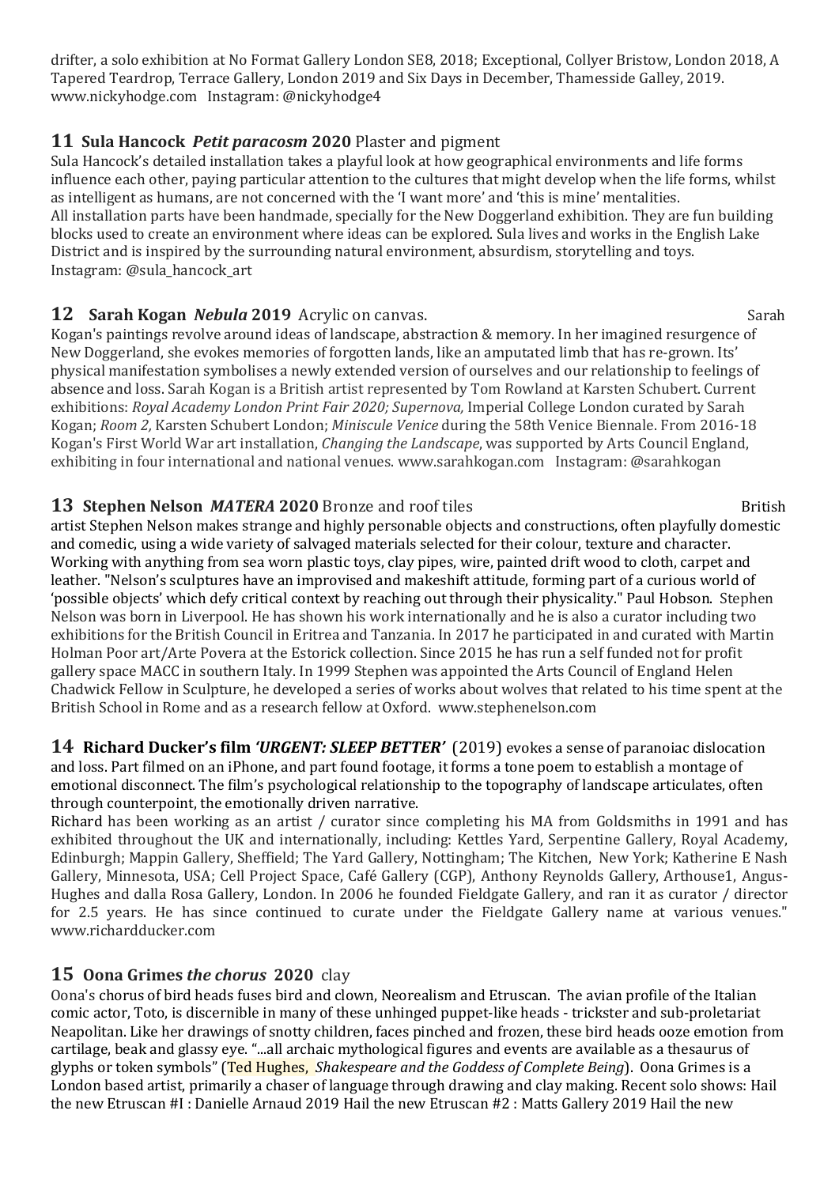drifter, a solo exhibition at No Format Gallery London SE8, 2018; Exceptional, Collyer Bristow, London 2018, A Tapered Teardrop, Terrace Gallery, London 2019 and Six Days in December, Thameside Galley, 2019. www.nickyhodge.com Instagram: @nickyhodge4

## 11 Sula Hancock *Petit paracosm* 2020 Plaster and pigment

Sula Hancock's detailed installation takes a playful look at how geographical environments and life forms influence each other, paying particular attention to the cultures that might develop when the life forms, whilst as intelligent as humans, are not concerned with the 'I want more' and 'this is mine' mentalities.
All installation parts have been handmade, specially for the New Doggerland exhibition. They are fun building blocks used to create an environment where ideas can be explored. Sula lives and works in the English Lake District and is inspired by the surrounding natural environment, absurdism, storytelling and toys.
Instagram: @sula_hancock_art

## 12 Sarah Kogan *Nebula* 2019 Acrylic on canvas.

Sarah Kogan's paintings revolve around ideas of landscape, abstraction & memory. In her imagined resurgence of New Doggerland, she evokes memories of forgotten lands, like an amputated limb that has re-grown. Its' physical manifestation symbolises a newly extended version of ourselves and our relationship to feelings of absence and loss. Sarah Kogan is a British artist represented by Tom Rowland at Karsten Schubert. Current exhibitions: *Royal Academy London Print Fair 2020; Supernova,* Imperial College London curated by Sarah Kogan; *Room 2,* Karsten Schubert London; *Miniscule Venice* during the 58th Venice Biennale. From 2016-18 Kogan's First World War art installation, *Changing the Landscape*, was supported by Arts Council England, exhibiting in four international and national venues. www.sarahkogan.com Instagram: @sarahkogan

## 13 Stephen Nelson *MATERA* 2020 Bronze and roof tiles

British artist Stephen Nelson makes strange and highly personable objects and constructions, often playfully domestic and comedic, using a wide variety of salvaged materials selected for their colour, texture and character. Working with anything from sea worn plastic toys, clay pipes, wire, painted drift wood to cloth, carpet and leather. "Nelson's sculptures have an improvised and makeshift attitude, forming part of a curious world of 'possible objects' which defy critical context by reaching out through their physicality." Paul Hobson. Stephen Nelson was born in Liverpool. He has shown his work internationally and he is also a curator including two exhibitions for the British Council in Eritrea and Tanzania. In 2017 he participated in and curated with Martin Holman Poor art/Arte Povera at the Estorick collection. Since 2015 he has run a self funded not for profit gallery space MACC in southern Italy. In 1999 Stephen was appointed the Arts Council of England Helen Chadwick Fellow in Sculpture, he developed a series of works about wolves that related to his time spent at the British School in Rome and as a research fellow at Oxford. www.stephenelson.com

## 14 Richard Ducker's film *'URGENT: SLEEP BETTER'* (2019)

evokes a sense of paranoiac dislocation and loss. Part filmed on an iPhone, and part found footage, it forms a tone poem to establish a montage of emotional disconnect. The film's psychological relationship to the topography of landscape articulates, often through counterpoint, the emotionally driven narrative.

Richard has been working as an artist / curator since completing his MA from Goldsmiths in 1991 and has exhibited throughout the UK and internationally, including: Kettles Yard, Serpentine Gallery, Royal Academy, Edinburgh; Mappin Gallery, Sheffield; The Yard Gallery, Nottingham; The Kitchen, New York; Katherine E Nash Gallery, Minnesota, USA; Cell Project Space, Café Gallery (CGP), Anthony Reynolds Gallery, Arthouse1, Angus-Hughes and dalla Rosa Gallery, London. In 2006 he founded Fieldgate Gallery, and ran it as curator / director for 2.5 years. He has since continued to curate under the Fieldgate Gallery name at various venues." www.richardducker.com

## 15 Oona Grimes *the chorus* 2020 clay

Oona's chorus of bird heads fuses bird and clown, Neorealism and Etruscan. The avian profile of the Italian comic actor, Toto, is discernible in many of these unhinged puppet-like heads - trickster and sub-proletariat Neapolitan. Like her drawings of snotty children, faces pinched and frozen, these bird heads ooze emotion from cartilage, beak and glassy eye. "...all archaic mythological figures and events are available as a thesaurus of glyphs or token symbols" (Ted Hughes, *Shakespeare and the Goddess of Complete Being*). Oona Grimes is a London based artist, primarily a chaser of language through drawing and clay making. Recent solo shows: Hail the new Etruscan #I : Danielle Arnaud 2019 Hail the new Etruscan #2 : Matts Gallery 2019 Hail the new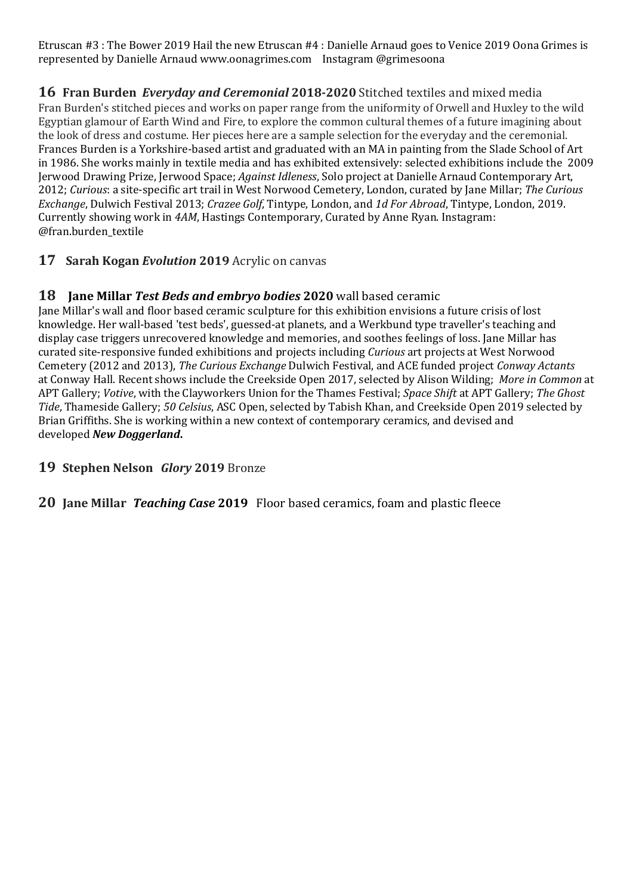Etruscan #3 : The Bower 2019 Hail the new Etruscan #4 : Danielle Arnaud goes to Venice 2019 Oona Grimes is represented by Danielle Arnaud www.oonagrimes.com Instagram @grimesoona

**16 Fran Burden** ***Everyday and Ceremonial*** **2018-2020** Stitched textiles and mixed media

Fran Burden's stitched pieces and works on paper range from the uniformity of Orwell and Huxley to the wild Egyptian glamour of Earth Wind and Fire, to explore the common cultural themes of a future imagining about the look of dress and costume. Her pieces here are a sample selection for the everyday and the ceremonial. Frances Burden is a Yorkshire-based artist and graduated with an MA in painting from the Slade School of Art in 1986. She works mainly in textile media and has exhibited extensively: selected exhibitions include the 2009 Jerwood Drawing Prize, Jerwood Space; *Against Idleness*, Solo project at Danielle Arnaud Contemporary Art, 2012; *Curious*: a site-specific art trail in West Norwood Cemetery, London, curated by Jane Millar; *The Curious Exchange*, Dulwich Festival 2013; *Crazee Golf*, Tintype, London, and *1d For Abroad*, Tintype, London, 2019. Currently showing work in *4AM*, Hastings Contemporary, Curated by Anne Ryan. Instagram: @fran.burden_textile

**17 Sarah Kogan** ***Evolution*** **2019** Acrylic on canvas

**18 Jane Millar** ***Test Beds and embryo bodies*** **2020** wall based ceramic

Jane Millar's wall and floor based ceramic sculpture for this exhibition envisions a future crisis of lost knowledge. Her wall-based 'test beds', guessed-at planets, and a Werkbund type traveller's teaching and display case triggers unrecovered knowledge and memories, and soothes feelings of loss. Jane Millar has curated site-responsive funded exhibitions and projects including *Curious* art projects at West Norwood Cemetery (2012 and 2013), *The Curious Exchange* Dulwich Festival, and ACE funded project *Conway Actants* at Conway Hall. Recent shows include the Creekside Open 2017, selected by Alison Wilding; *More in Common* at APT Gallery; *Votive*, with the Clayworkers Union for the Thames Festival; *Space Shift* at APT Gallery; *The Ghost Tide*, Thameside Gallery; *50 Celsius*, ASC Open, selected by Tabish Khan, and Creekside Open 2019 selected by Brian Griffiths. She is working within a new context of contemporary ceramics, and devised and developed ***New Doggerland*****.**

**19 Stephen Nelson** ***Glory*** **2019** Bronze

**20 Jane Millar** ***Teaching Case*** **2019** Floor based ceramics, foam and plastic fleece